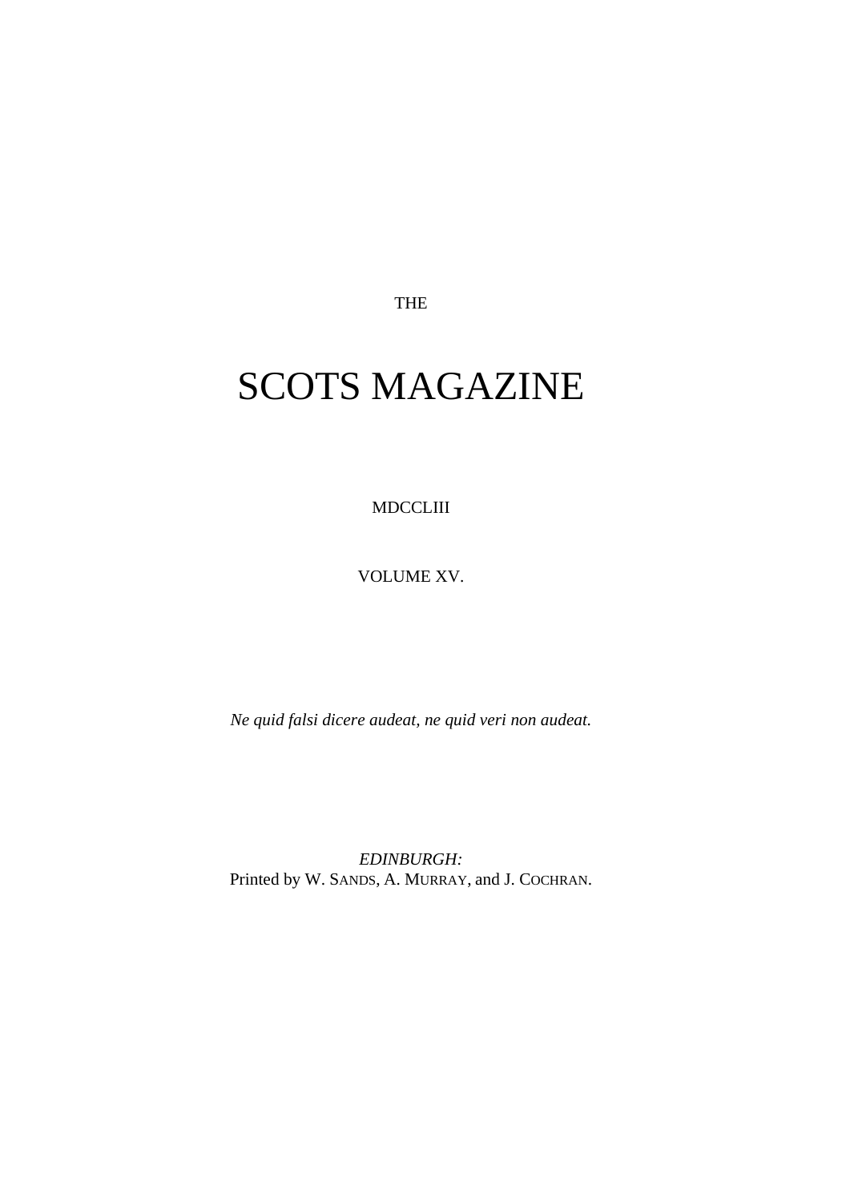THE

# SCOTS MAGAZINE

MDCCLIII

VOLUME XV.

*Ne quid falsi dicere audeat, ne quid veri non audeat.*

*EDINBURGH:*
Printed by W. SANDS, A. MURRAY, and J. COCHRAN.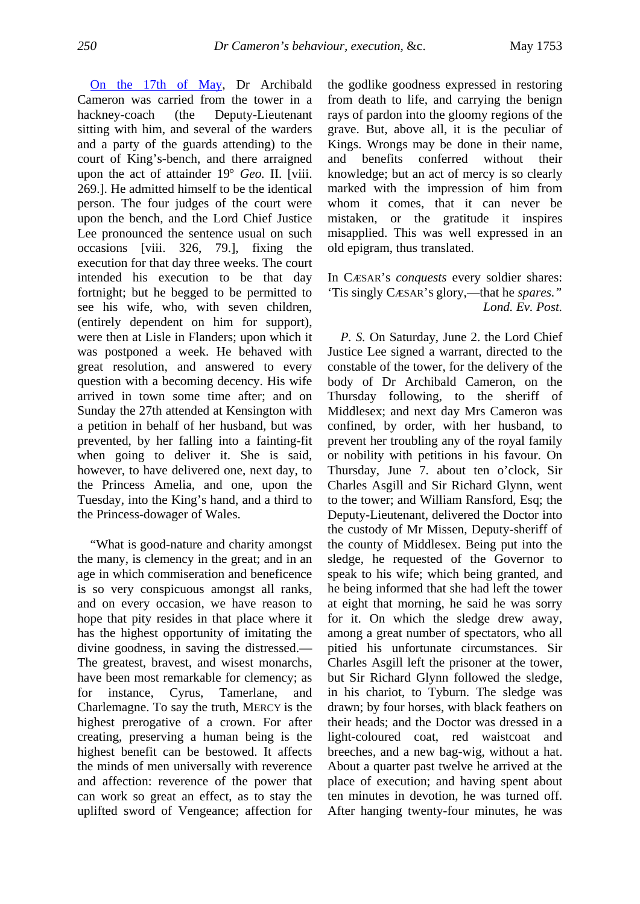On the 17th of May, Dr Archibald Cameron was carried from the tower in a hackney-coach (the Deputy-Lieutenant sitting with him, and several of the warders and a party of the guards attending) to the court of King's-bench, and there arraigned upon the act of attainder 19° *Geo.* II. [viii. 269.]. He admitted himself to be the identical person. The four judges of the court were upon the bench, and the Lord Chief Justice Lee pronounced the sentence usual on such occasions [viii. 326, 79.], fixing the execution for that day three weeks. The court intended his execution to be that day fortnight; but he begged to be permitted to see his wife, who, with seven children, (entirely dependent on him for support), were then at Lisle in Flanders; upon which it was postponed a week. He behaved with great resolution, and answered to every question with a becoming decency. His wife arrived in town some time after; and on Sunday the 27th attended at Kensington with a petition in behalf of her husband, but was prevented, by her falling into a fainting-fit when going to deliver it. She is said, however, to have delivered one, next day, to the Princess Amelia, and one, upon the Tuesday, into the King's hand, and a third to the Princess-dowager of Wales.

"What is good-nature and charity amongst the many, is clemency in the great; and in an age in which commiseration and beneficence is so very conspicuous amongst all ranks, and on every occasion, we have reason to hope that pity resides in that place where it has the highest opportunity of imitating the divine goodness, in saving the distressed.—The greatest, bravest, and wisest monarchs, have been most remarkable for clemency; as for instance, Cyrus, Tamerlane, and Charlemagne. To say the truth, MERCY is the highest prerogative of a crown. For after creating, preserving a human being is the highest benefit can be bestowed. It affects the minds of men universally with reverence and affection: reverence of the power that can work so great an effect, as to stay the uplifted sword of Vengeance; affection for the godlike goodness expressed in restoring from death to life, and carrying the benign rays of pardon into the gloomy regions of the grave. But, above all, it is the peculiar of Kings. Wrongs may be done in their name, and benefits conferred without their knowledge; but an act of mercy is so clearly marked with the impression of him from whom it comes, that it can never be mistaken, or the gratitude it inspires misapplied. This was well expressed in an old epigram, thus translated.

In CÆSAR's *conquests* every soldier shares:
'Tis singly CÆSAR'S glory,—that he *spares.*"

*Lond. Ev. Post.*

*P. S.* On Saturday, June 2. the Lord Chief Justice Lee signed a warrant, directed to the constable of the tower, for the delivery of the body of Dr Archibald Cameron, on the Thursday following, to the sheriff of Middlesex; and next day Mrs Cameron was confined, by order, with her husband, to prevent her troubling any of the royal family or nobility with petitions in his favour. On Thursday, June 7. about ten o'clock, Sir Charles Asgill and Sir Richard Glynn, went to the tower; and William Ransford, Esq; the Deputy-Lieutenant, delivered the Doctor into the custody of Mr Missen, Deputy-sheriff of the county of Middlesex. Being put into the sledge, he requested of the Governor to speak to his wife; which being granted, and he being informed that she had left the tower at eight that morning, he said he was sorry for it. On which the sledge drew away, among a great number of spectators, who all pitied his unfortunate circumstances. Sir Charles Asgill left the prisoner at the tower, but Sir Richard Glynn followed the sledge, in his chariot, to Tyburn. The sledge was drawn; by four horses, with black feathers on their heads; and the Doctor was dressed in a light-coloured coat, red waistcoat and breeches, and a new bag-wig, without a hat. About a quarter past twelve he arrived at the place of execution; and having spent about ten minutes in devotion, he was turned off. After hanging twenty-four minutes, he was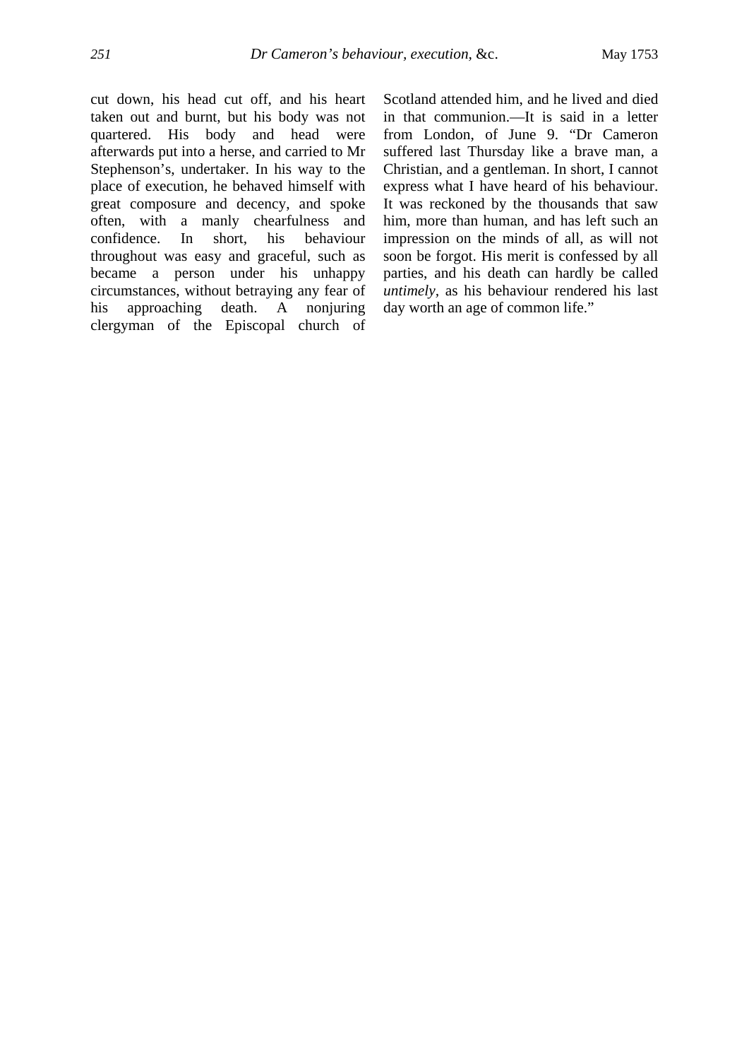cut down, his head cut off, and his heart taken out and burnt, but his body was not quartered. His body and head were afterwards put into a herse, and carried to Mr Stephenson's, undertaker. In his way to the place of execution, he behaved himself with great composure and decency, and spoke often, with a manly chearfulness and confidence. In short, his behaviour throughout was easy and graceful, such as became a person under his unhappy circumstances, without betraying any fear of his approaching death. A nonjuring clergyman of the Episcopal church of Scotland attended him, and he lived and died in that communion.—It is said in a letter from London, of June 9. "Dr Cameron suffered last Thursday like a brave man, a Christian, and a gentleman. In short, I cannot express what I have heard of his behaviour. It was reckoned by the thousands that saw him, more than human, and has left such an impression on the minds of all, as will not soon be forgot. His merit is confessed by all parties, and his death can hardly be called *untimely*, as his behaviour rendered his last day worth an age of common life."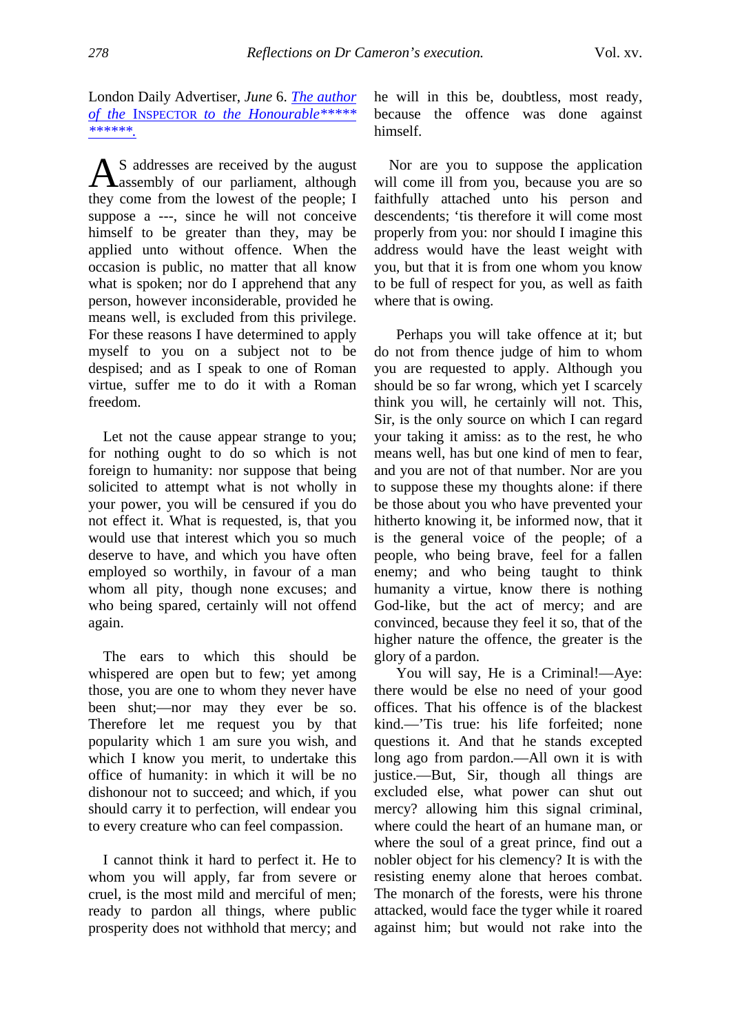London Daily Advertiser, *June* 6. *The author of the* INSPECTOR *to the Honourable\*\*\*\*\* \*\*\*\*\*\*.*

AS addresses are received by the august assembly of our parliament, although they come from the lowest of the people; I suppose a ---, since he will not conceive himself to be greater than they, may be applied unto without offence. When the occasion is public, no matter that all know what is spoken; nor do I apprehend that any person, however inconsiderable, provided he means well, is excluded from this privilege. For these reasons I have determined to apply myself to you on a subject not to be despised; and as I speak to one of Roman virtue, suffer me to do it with a Roman freedom.

Let not the cause appear strange to you; for nothing ought to do so which is not foreign to humanity: nor suppose that being solicited to attempt what is not wholly in your power, you will be censured if you do not effect it. What is requested, is, that you would use that interest which you so much deserve to have, and which you have often employed so worthily, in favour of a man whom all pity, though none excuses; and who being spared, certainly will not offend again.

The ears to which this should be whispered are open but to few; yet among those, you are one to whom they never have been shut;—nor may they ever be so. Therefore let me request you by that popularity which 1 am sure you wish, and which I know you merit, to undertake this office of humanity: in which it will be no dishonour not to succeed; and which, if you should carry it to perfection, will endear you to every creature who can feel compassion.

I cannot think it hard to perfect it. He to whom you will apply, far from severe or cruel, is the most mild and merciful of men; ready to pardon all things, where public prosperity does not withhold that mercy; and he will in this be, doubtless, most ready, because the offence was done against himself.

Nor are you to suppose the application will come ill from you, because you are so faithfully attached unto his person and descendents; 'tis therefore it will come most properly from you: nor should I imagine this address would have the least weight with you, but that it is from one whom you know to be full of respect for you, as well as faith where that is owing.

Perhaps you will take offence at it; but do not from thence judge of him to whom you are requested to apply. Although you should be so far wrong, which yet I scarcely think you will, he certainly will not. This, Sir, is the only source on which I can regard your taking it amiss: as to the rest, he who means well, has but one kind of men to fear, and you are not of that number. Nor are you to suppose these my thoughts alone: if there be those about you who have prevented your hitherto knowing it, be informed now, that it is the general voice of the people; of a people, who being brave, feel for a fallen enemy; and who being taught to think humanity a virtue, know there is nothing God-like, but the act of mercy; and are convinced, because they feel it so, that of the higher nature the offence, the greater is the glory of a pardon.

You will say, He is a Criminal!—Aye: there would be else no need of your good offices. That his offence is of the blackest kind.—'Tis true: his life forfeited; none questions it. And that he stands excepted long ago from pardon.—All own it is with justice.—But, Sir, though all things are excluded else, what power can shut out mercy? allowing him this signal criminal, where could the heart of an humane man, or where the soul of a great prince, find out a nobler object for his clemency? It is with the resisting enemy alone that heroes combat. The monarch of the forests, were his throne attacked, would face the tyger while it roared against him; but would not rake into the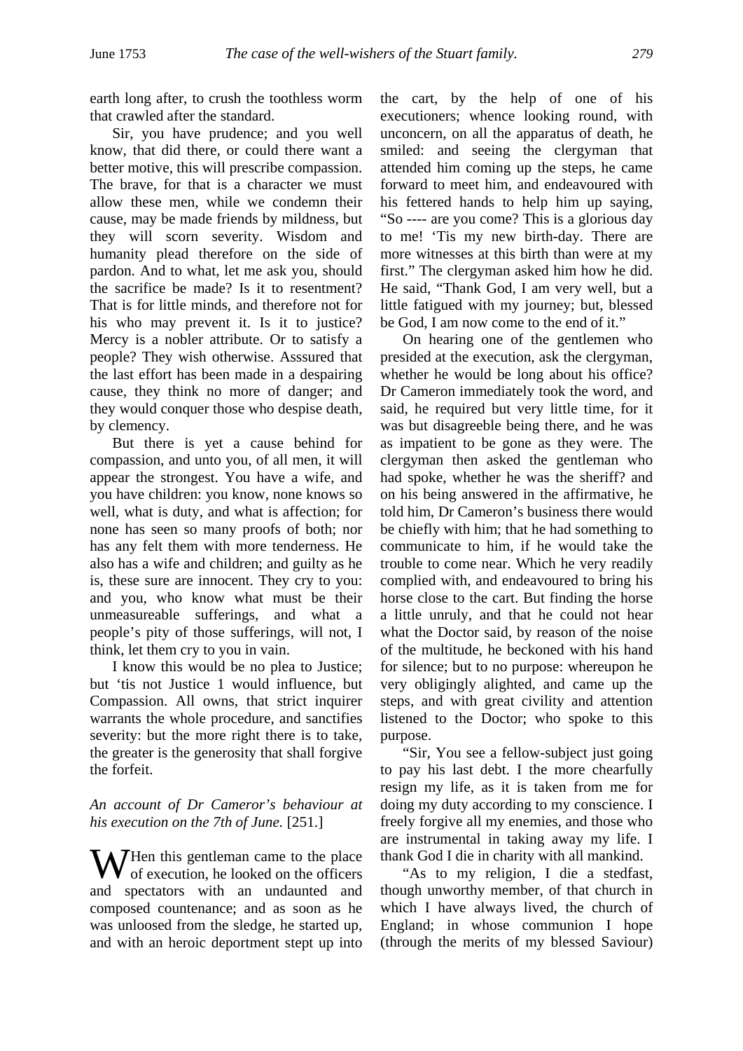earth long after, to crush the toothless worm that crawled after the standard.

Sir, you have prudence; and you well know, that did there, or could there want a better motive, this will prescribe compassion. The brave, for that is a character we must allow these men, while we condemn their cause, may be made friends by mildness, but they will scorn severity. Wisdom and humanity plead therefore on the side of pardon. And to what, let me ask you, should the sacrifice be made? Is it to resentment? That is for little minds, and therefore not for his who may prevent it. Is it to justice? Mercy is a nobler attribute. Or to satisfy a people? They wish otherwise. Asssured that the last effort has been made in a despairing cause, they think no more of danger; and they would conquer those who despise death, by clemency.

But there is yet a cause behind for compassion, and unto you, of all men, it will appear the strongest. You have a wife, and you have children: you know, none knows so well, what is duty, and what is affection; for none has seen so many proofs of both; nor has any felt them with more tenderness. He also has a wife and children; and guilty as he is, these sure are innocent. They cry to you: and you, who know what must be their unmeasureable sufferings, and what a people's pity of those sufferings, will not, I think, let them cry to you in vain.

I know this would be no plea to Justice; but 'tis not Justice 1 would influence, but Compassion. All owns, that strict inquirer warrants the whole procedure, and sanctifies severity: but the more right there is to take, the greater is the generosity that shall forgive the forfeit.

*An account of Dr Cameror's behaviour at his execution on the 7th of June.* [251.]

WHen this gentleman came to the place of execution, he looked on the officers and spectators with an undaunted and composed countenance; and as soon as he was unloosed from the sledge, he started up, and with an heroic deportment stept up into the cart, by the help of one of his executioners; whence looking round, with unconcern, on all the apparatus of death, he smiled: and seeing the clergyman that attended him coming up the steps, he came forward to meet him, and endeavoured with his fettered hands to help him up saying, "So ---- are you come? This is a glorious day to me! 'Tis my new birth-day. There are more witnesses at this birth than were at my first." The clergyman asked him how he did. He said, "Thank God, I am very well, but a little fatigued with my journey; but, blessed be God, I am now come to the end of it."

On hearing one of the gentlemen who presided at the execution, ask the clergyman, whether he would be long about his office? Dr Cameron immediately took the word, and said, he required but very little time, for it was but disagreeble being there, and he was as impatient to be gone as they were. The clergyman then asked the gentleman who had spoke, whether he was the sheriff? and on his being answered in the affirmative, he told him, Dr Cameron's business there would be chiefly with him; that he had something to communicate to him, if he would take the trouble to come near. Which he very readily complied with, and endeavoured to bring his horse close to the cart. But finding the horse a little unruly, and that he could not hear what the Doctor said, by reason of the noise of the multitude, he beckoned with his hand for silence; but to no purpose: whereupon he very obligingly alighted, and came up the steps, and with great civility and attention listened to the Doctor; who spoke to this purpose.

"Sir, You see a fellow-subject just going to pay his last debt. I the more chearfully resign my life, as it is taken from me for doing my duty according to my conscience. I freely forgive all my enemies, and those who are instrumental in taking away my life. I thank God I die in charity with all mankind.

"As to my religion, I die a stedfast, though unworthy member, of that church in which I have always lived, the church of England; in whose communion I hope (through the merits of my blessed Saviour)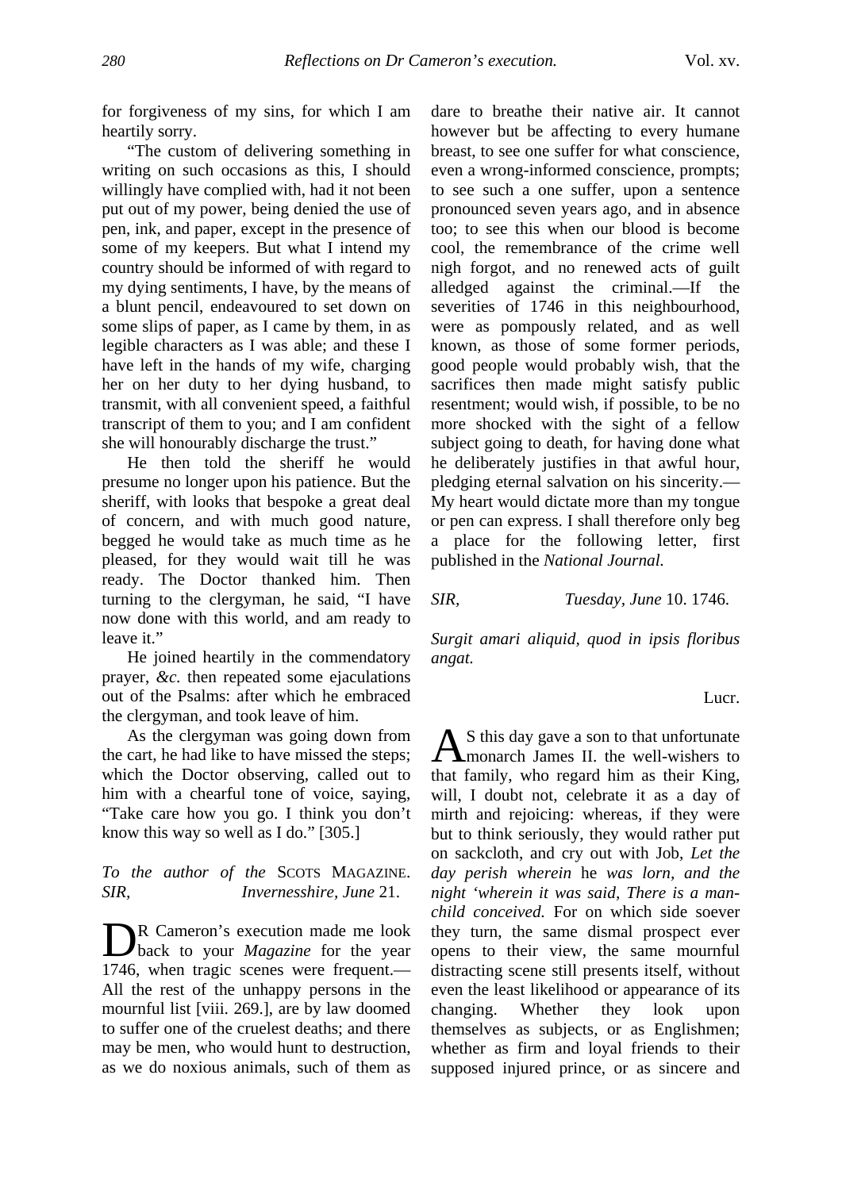for forgiveness of my sins, for which I am heartily sorry.

"The custom of delivering something in writing on such occasions as this, I should willingly have complied with, had it not been put out of my power, being denied the use of pen, ink, and paper, except in the presence of some of my keepers. But what I intend my country should be informed of with regard to my dying sentiments, I have, by the means of a blunt pencil, endeavoured to set down on some slips of paper, as I came by them, in as legible characters as I was able; and these I have left in the hands of my wife, charging her on her duty to her dying husband, to transmit, with all convenient speed, a faithful transcript of them to you; and I am confident she will honourably discharge the trust."

He then told the sheriff he would presume no longer upon his patience. But the sheriff, with looks that bespoke a great deal of concern, and with much good nature, begged he would take as much time as he pleased, for they would wait till he was ready. The Doctor thanked him. Then turning to the clergyman, he said, "I have now done with this world, and am ready to leave it."

He joined heartily in the commendatory prayer, *&c.* then repeated some ejaculations out of the Psalms: after which he embraced the clergyman, and took leave of him.

As the clergyman was going down from the cart, he had like to have missed the steps; which the Doctor observing, called out to him with a chearful tone of voice, saying, "Take care how you go. I think you don't know this way so well as I do." [305.]

*To the author of the* SCOTS MAGAZINE.
*SIR,* *Invernesshire, June* 21.

DR Cameron's execution made me look back to your *Magazine* for the year 1746, when tragic scenes were frequent.—All the rest of the unhappy persons in the mournful list [viii. 269.], are by law doomed to suffer one of the cruelest deaths; and there may be men, who would hunt to destruction, as we do noxious animals, such of them as dare to breathe their native air. It cannot however but be affecting to every humane breast, to see one suffer for what conscience, even a wrong-informed conscience, prompts; to see such a one suffer, upon a sentence pronounced seven years ago, and in absence too; to see this when our blood is become cool, the remembrance of the crime well nigh forgot, and no renewed acts of guilt alledged against the criminal.—If the severities of 1746 in this neighbourhood, were as pompously related, and as well known, as those of some former periods, good people would probably wish, that the sacrifices then made might satisfy public resentment; would wish, if possible, to be no more shocked with the sight of a fellow subject going to death, for having done what he deliberately justifies in that awful hour, pledging eternal salvation on his sincerity.—My heart would dictate more than my tongue or pen can express. I shall therefore only beg a place for the following letter, first published in the *National Journal.*

*SIR,* *Tuesday, June* 10. 1746.

*Surgit amari aliquid, quod in ipsis floribus angat.*

Lucr.

AS this day gave a son to that unfortunate monarch James II. the well-wishers to that family, who regard him as their King, will, I doubt not, celebrate it as a day of mirth and rejoicing: whereas, if they were but to think seriously, they would rather put on sackcloth, and cry out with Job, *Let the day perish wherein* he *was lorn, and the night 'wherein it was said, There is a man-child conceived.* For on which side soever they turn, the same dismal prospect ever opens to their view, the same mournful distracting scene still presents itself, without even the least likelihood or appearance of its changing. Whether they look upon themselves as subjects, or as Englishmen; whether as firm and loyal friends to their supposed injured prince, or as sincere and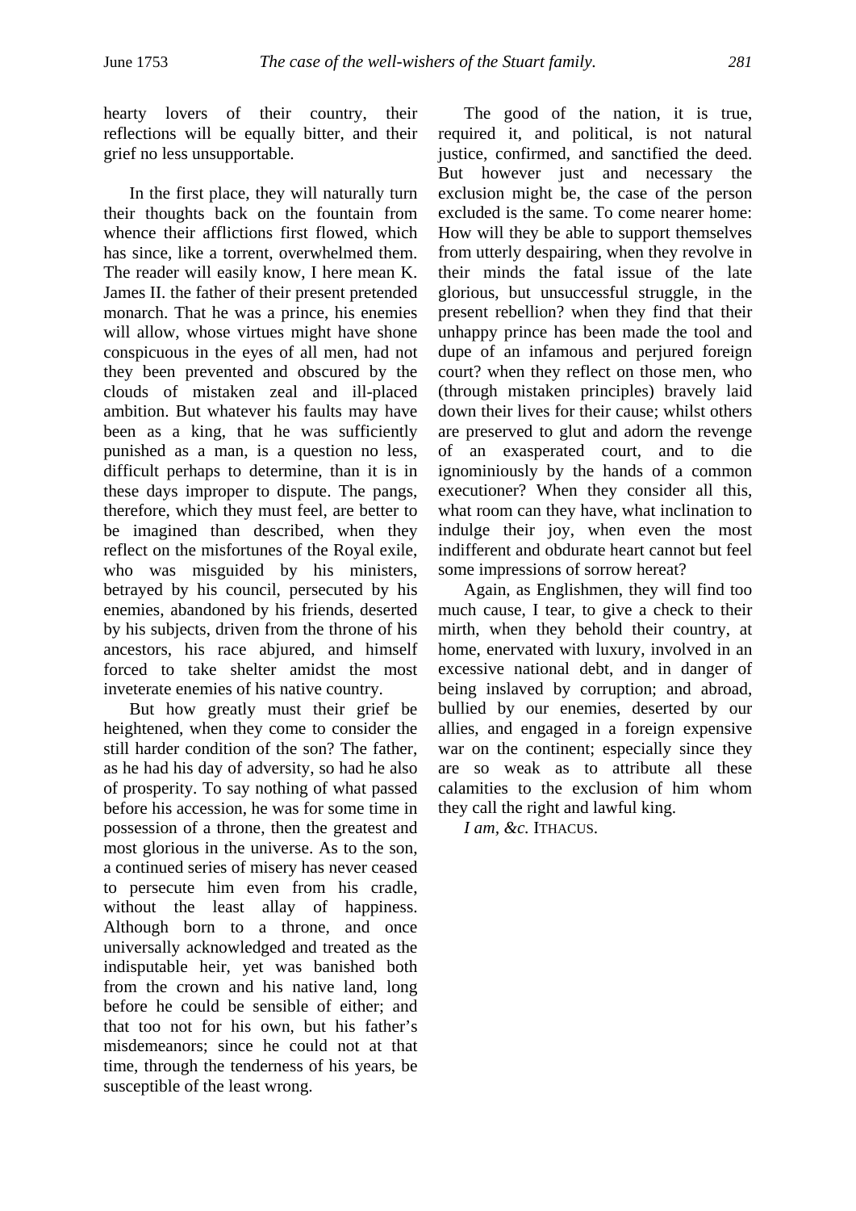hearty lovers of their country, their reflections will be equally bitter, and their grief no less unsupportable.

In the first place, they will naturally turn their thoughts back on the fountain from whence their afflictions first flowed, which has since, like a torrent, overwhelmed them. The reader will easily know, I here mean K. James II. the father of their present pretended monarch. That he was a prince, his enemies will allow, whose virtues might have shone conspicuous in the eyes of all men, had not they been prevented and obscured by the clouds of mistaken zeal and ill-placed ambition. But whatever his faults may have been as a king, that he was sufficiently punished as a man, is a question no less, difficult perhaps to determine, than it is in these days improper to dispute. The pangs, therefore, which they must feel, are better to be imagined than described, when they reflect on the misfortunes of the Royal exile, who was misguided by his ministers, betrayed by his council, persecuted by his enemies, abandoned by his friends, deserted by his subjects, driven from the throne of his ancestors, his race abjured, and himself forced to take shelter amidst the most inveterate enemies of his native country.

But how greatly must their grief be heightened, when they come to consider the still harder condition of the son? The father, as he had his day of adversity, so had he also of prosperity. To say nothing of what passed before his accession, he was for some time in possession of a throne, then the greatest and most glorious in the universe. As to the son, a continued series of misery has never ceased to persecute him even from his cradle, without the least allay of happiness. Although born to a throne, and once universally acknowledged and treated as the indisputable heir, yet was banished both from the crown and his native land, long before he could be sensible of either; and that too not for his own, but his father's misdemeanors; since he could not at that time, through the tenderness of his years, be susceptible of the least wrong.

The good of the nation, it is true, required it, and political, is not natural justice, confirmed, and sanctified the deed. But however just and necessary the exclusion might be, the case of the person excluded is the same. To come nearer home: How will they be able to support themselves from utterly despairing, when they revolve in their minds the fatal issue of the late glorious, but unsuccessful struggle, in the present rebellion? when they find that their unhappy prince has been made the tool and dupe of an infamous and perjured foreign court? when they reflect on those men, who (through mistaken principles) bravely laid down their lives for their cause; whilst others are preserved to glut and adorn the revenge of an exasperated court, and to die ignominiously by the hands of a common executioner? When they consider all this, what room can they have, what inclination to indulge their joy, when even the most indifferent and obdurate heart cannot but feel some impressions of sorrow hereat?

Again, as Englishmen, they will find too much cause, I tear, to give a check to their mirth, when they behold their country, at home, enervated with luxury, involved in an excessive national debt, and in danger of being inslaved by corruption; and abroad, bullied by our enemies, deserted by our allies, and engaged in a foreign expensive war on the continent; especially since they are so weak as to attribute all these calamities to the exclusion of him whom they call the right and lawful king.

*I am, &c.* ITHACUS.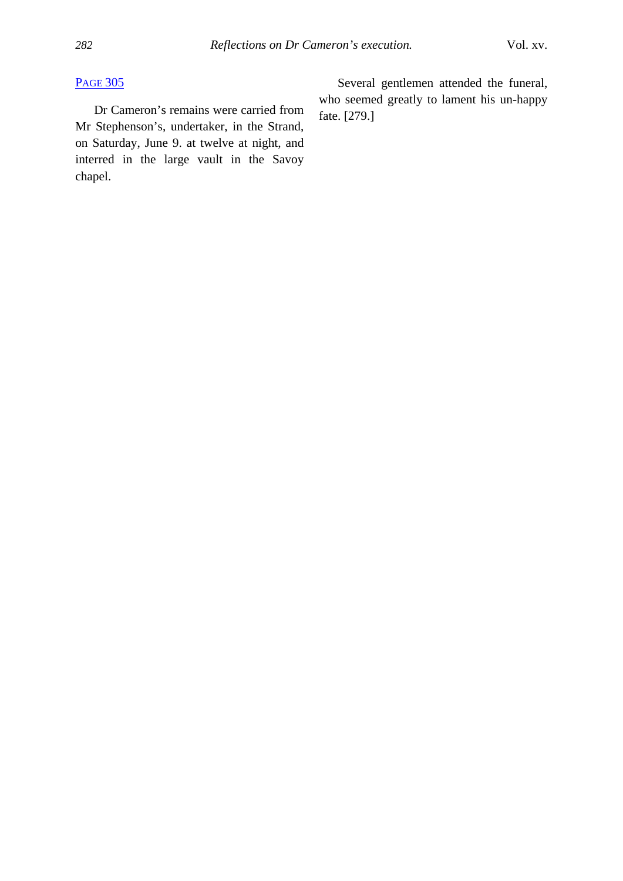PAGE 305

Dr Cameron's remains were carried from Mr Stephenson's, undertaker, in the Strand, on Saturday, June 9. at twelve at night, and interred in the large vault in the Savoy chapel.

Several gentlemen attended the funeral, who seemed greatly to lament his un-happy fate. [279.]